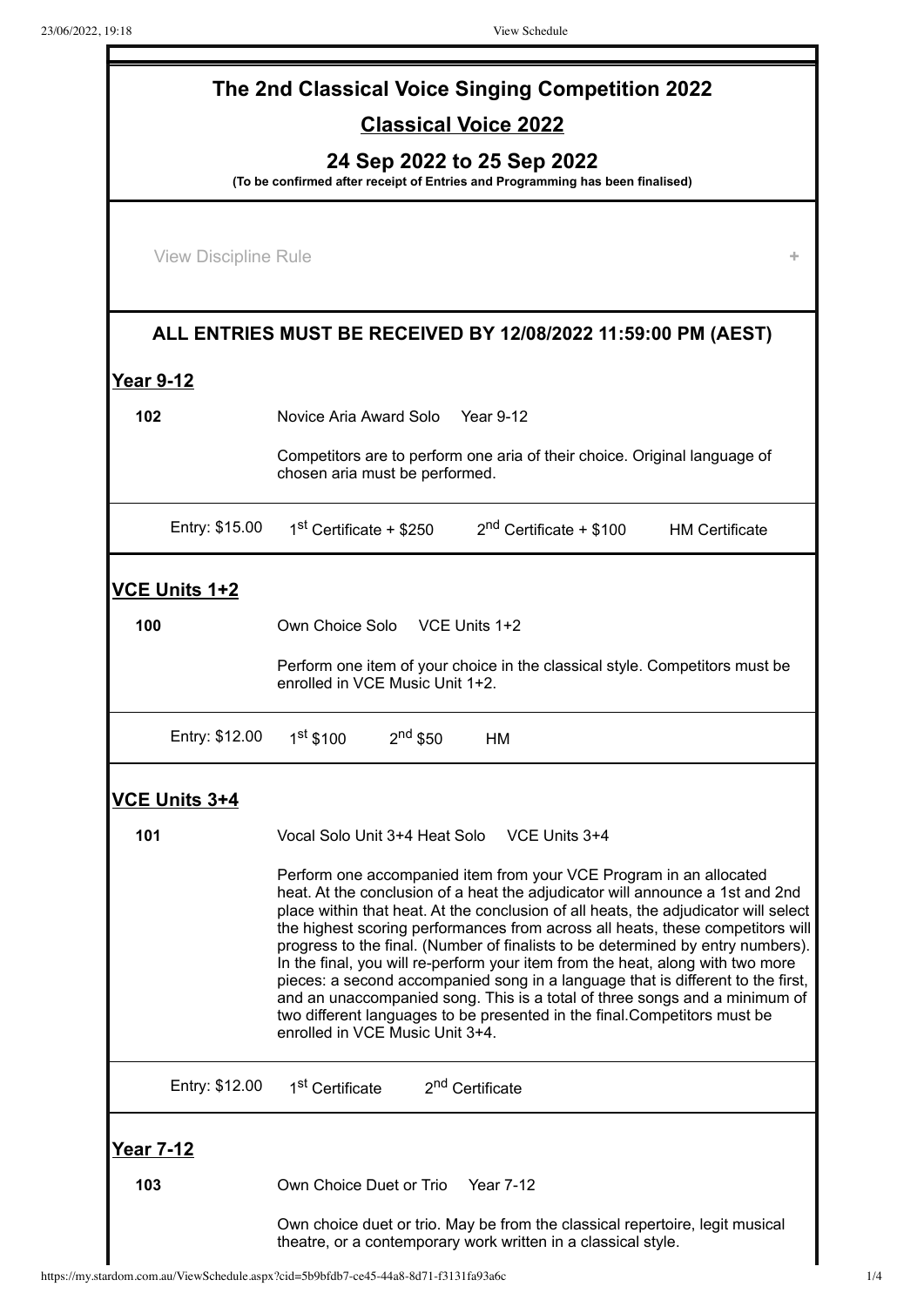# The 2nd Classical Voice Singing Competition 2022

## Classical Voice 2022

### 24 Sep 2022 to 25 Sep 2022

**(To be confirmed after receipt of Entries and Programming has been finalised)**

View Discipline Rule +

### ALL ENTRIES MUST BE RECEIVED BY 12/08/2022 11:59:00 PM (AEST)

## Year 9-12

**102** Novice Aria Award Solo Year 9-12

Competitors are to perform one aria of their choice. Original language of chosen aria must be performed.

Entry: $15.00 | 1st Certificate + $250 | 2nd Certificate + $100 | HM Certificate

## VCE Units 1+2

**100** Own Choice Solo VCE Units 1+2

Perform one item of your choice in the classical style. Competitors must be enrolled in VCE Music Unit 1+2.

Entry: $12.00 | 1st $100 | 2nd $50 | HM

## VCE Units 3+4

**101** Vocal Solo Unit 3+4 Heat Solo VCE Units 3+4

Perform one accompanied item from your VCE Program in an allocated heat. At the conclusion of a heat the adjudicator will announce a 1st and 2nd place within that heat. At the conclusion of all heats, the adjudicator will select the highest scoring performances from across all heats, these competitors will progress to the final. (Number of finalists to be determined by entry numbers). In the final, you will re-perform your item from the heat, along with two more pieces: a second accompanied song in a language that is different to the first, and an unaccompanied song. This is a total of three songs and a minimum of two different languages to be presented in the final.Competitors must be enrolled in VCE Music Unit 3+4.

Entry: $12.00 | 1st Certificate | 2nd Certificate

## Year 7-12

**103** Own Choice Duet or Trio Year 7-12

Own choice duet or trio. May be from the classical repertoire, legit musical theatre, or a contemporary work written in a classical style.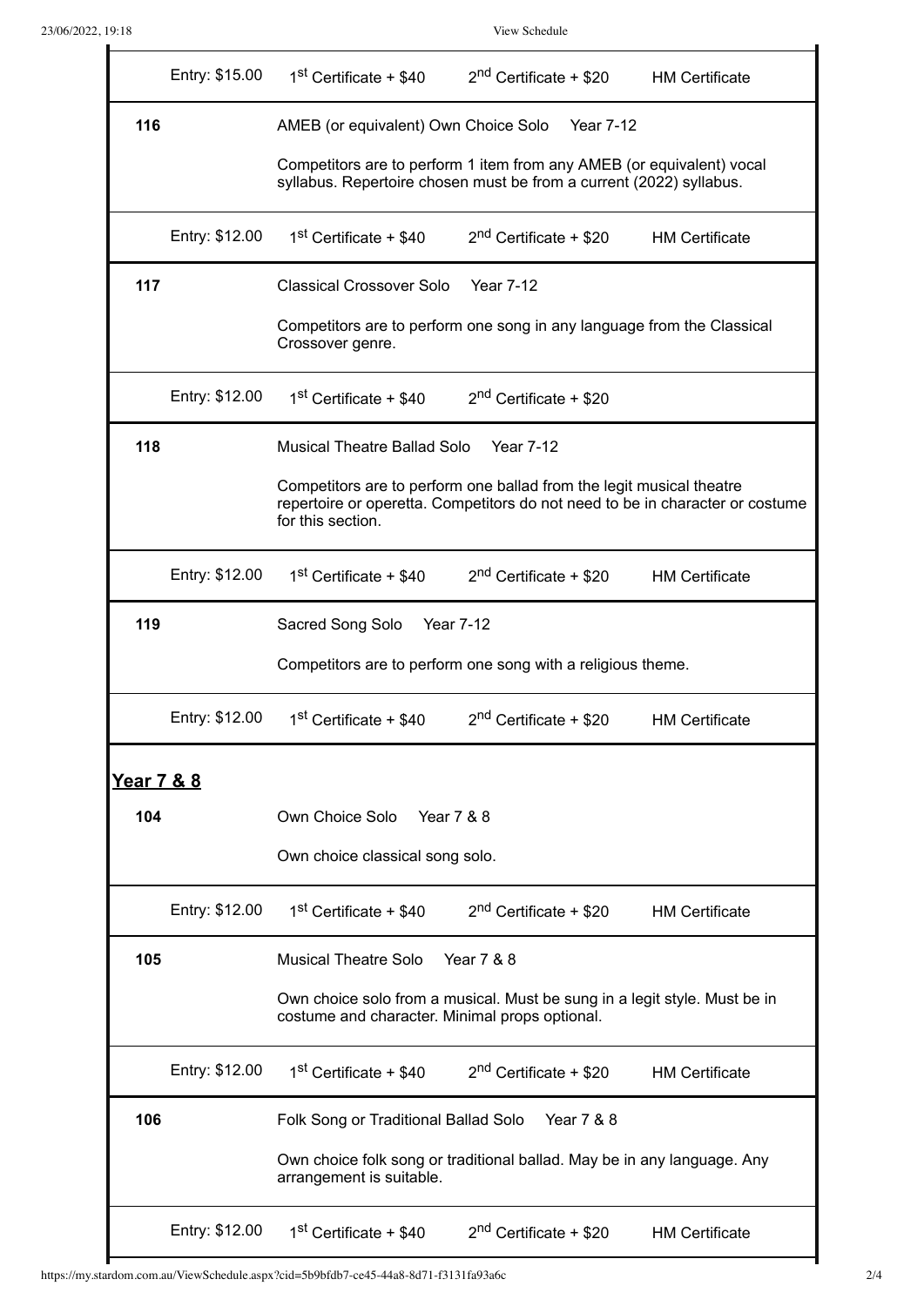| | Entry: $15.00 | 1st Certificate + $40 | 2nd Certificate + $20 | HM Certificate |
|---|---|---|---|---|

| | |
|---|---|
| **116** | AMEB (or equivalent) Own Choice Solo Year 7-12 |
| | Competitors are to perform 1 item from any AMEB (or equivalent) vocal syllabus. Repertoire chosen must be from a current (2022) syllabus. |

| | Entry: $12.00 | 1st Certificate + $40 | 2nd Certificate + $20 | HM Certificate |
|---|---|---|---|---|

| | |
|---|---|
| **117** | Classical Crossover Solo Year 7-12 |
| | Competitors are to perform one song in any language from the Classical Crossover genre. |

| | Entry: $12.00 | 1st Certificate + $40 | 2nd Certificate + $20 |
|---|---|---|---|

| | |
|---|---|
| **118** | Musical Theatre Ballad Solo Year 7-12 |
| | Competitors are to perform one ballad from the legit musical theatre repertoire or operetta. Competitors do not need to be in character or costume for this section. |

| | Entry: $12.00 | 1st Certificate + $40 | 2nd Certificate + $20 | HM Certificate |
|---|---|---|---|---|

| | |
|---|---|
| **119** | Sacred Song Solo Year 7-12 |
| | Competitors are to perform one song with a religious theme. |

| | Entry: $12.00 | 1st Certificate + $40 | 2nd Certificate + $20 | HM Certificate |
|---|---|---|---|---|

## Year 7 & 8

| | |
|---|---|
| **104** | Own Choice Solo Year 7 & 8 |
| | Own choice classical song solo. |

| | Entry: $12.00 | 1st Certificate + $40 | 2nd Certificate + $20 | HM Certificate |
|---|---|---|---|---|

| | |
|---|---|
| **105** | Musical Theatre Solo Year 7 & 8 |
| | Own choice solo from a musical. Must be sung in a legit style. Must be in costume and character. Minimal props optional. |

| | Entry: $12.00 | 1st Certificate + $40 | 2nd Certificate + $20 | HM Certificate |
|---|---|---|---|---|

| | |
|---|---|
| **106** | Folk Song or Traditional Ballad Solo Year 7 & 8 |
| | Own choice folk song or traditional ballad. May be in any language. Any arrangement is suitable. |

| | Entry: $12.00 | 1st Certificate + $40 | 2nd Certificate + $20 | HM Certificate |
|---|---|---|---|---|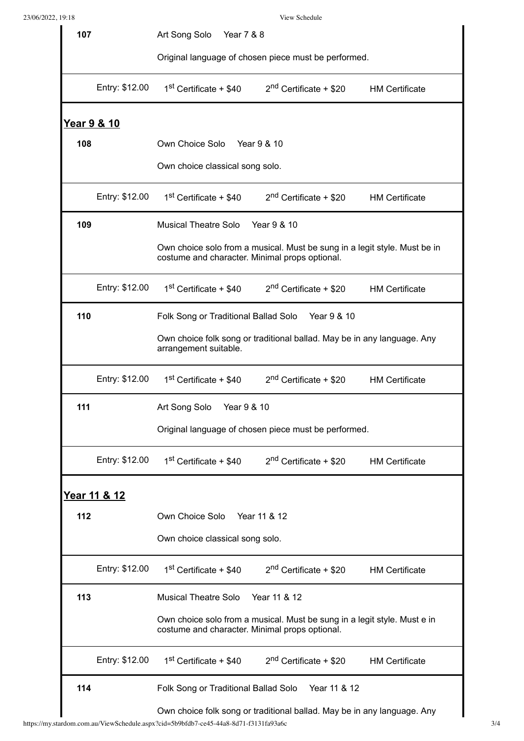| | | | | |
|---|---|---|---|---|
| **107** | Art Song Solo Year 7 & 8 | | | |
| | Original language of chosen piece must be performed. | | | |
| Entry: $12.00 | 1st Certificate + $40 | 2nd Certificate + $20 | HM Certificate | |

## Year 9 & 10

| | | | | |
|---|---|---|---|---|
| **108** | Own Choice Solo Year 9 & 10 | | | |
| | Own choice classical song solo. | | | |
| Entry: $12.00 | 1st Certificate + $40 | 2nd Certificate + $20 | HM Certificate | |
| **109** | Musical Theatre Solo Year 9 & 10 | | | |
| | Own choice solo from a musical. Must be sung in a legit style. Must be in costume and character. Minimal props optional. | | | |
| Entry: $12.00 | 1st Certificate + $40 | 2nd Certificate + $20 | HM Certificate | |
| **110** | Folk Song or Traditional Ballad Solo Year 9 & 10 | | | |
| | Own choice folk song or traditional ballad. May be in any language. Any arrangement suitable. | | | |
| Entry: $12.00 | 1st Certificate + $40 | 2nd Certificate + $20 | HM Certificate | |
| **111** | Art Song Solo Year 9 & 10 | | | |
| | Original language of chosen piece must be performed. | | | |
| Entry: $12.00 | 1st Certificate + $40 | 2nd Certificate + $20 | HM Certificate | |

## Year 11 & 12

| | | | | |
|---|---|---|---|---|
| **112** | Own Choice Solo Year 11 & 12 | | | |
| | Own choice classical song solo. | | | |
| Entry: $12.00 | 1st Certificate + $40 | 2nd Certificate + $20 | HM Certificate | |
| **113** | Musical Theatre Solo Year 11 & 12 | | | |
| | Own choice solo from a musical. Must be sung in a legit style. Must e in costume and character. Minimal props optional. | | | |
| Entry: $12.00 | 1st Certificate + $40 | 2nd Certificate + $20 | HM Certificate | |
| **114** | Folk Song or Traditional Ballad Solo Year 11 & 12 | | | |
| | Own choice folk song or traditional ballad. May be in any language. Any | | | |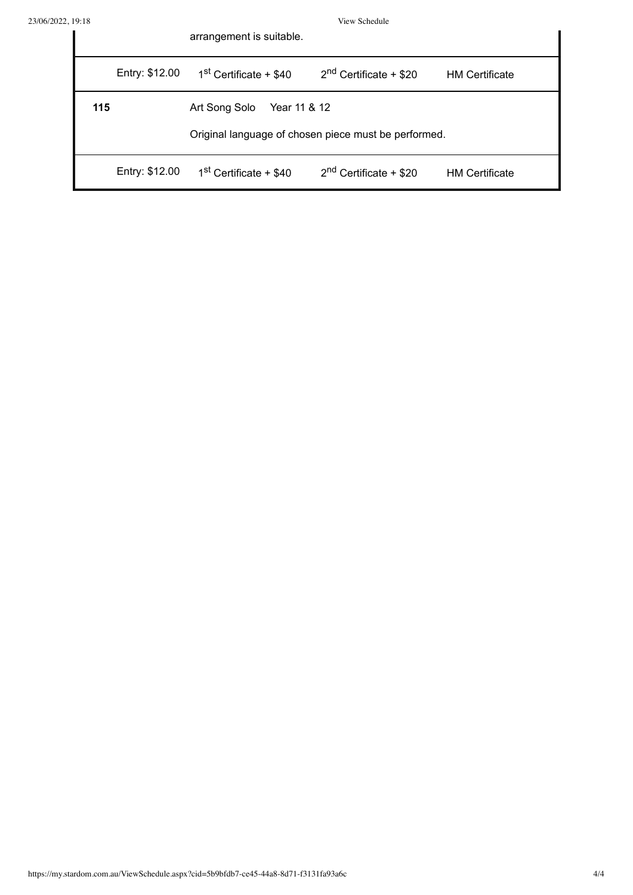| | | | | |
|---|---|---|---|---|
| | arrangement is suitable. | | | |
| Entry: $12.00 | 1st Certificate + $40 | 2nd Certificate + $20 | HM Certificate | |
| **115** | Art Song Solo Year 11 & 12 | | | |
| | Original language of chosen piece must be performed. | | | |
| Entry: $12.00 | 1st Certificate + $40 | 2nd Certificate + $20 | HM Certificate | |